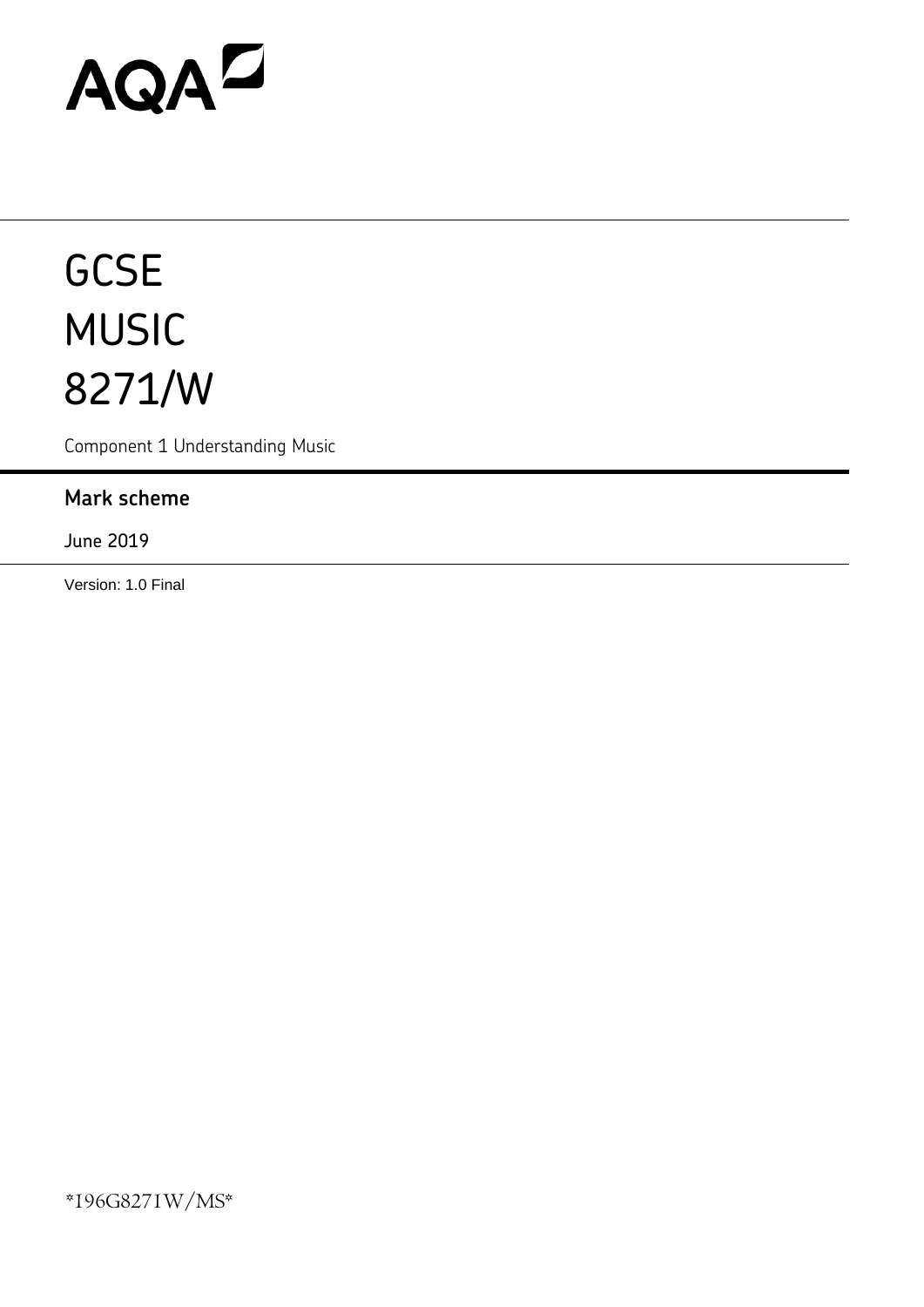AQA

# GCSE
# MUSIC
# 8271/W

Component 1 Understanding Music

## Mark scheme

June 2019

Version: 1.0 Final

*196G8271W/MS*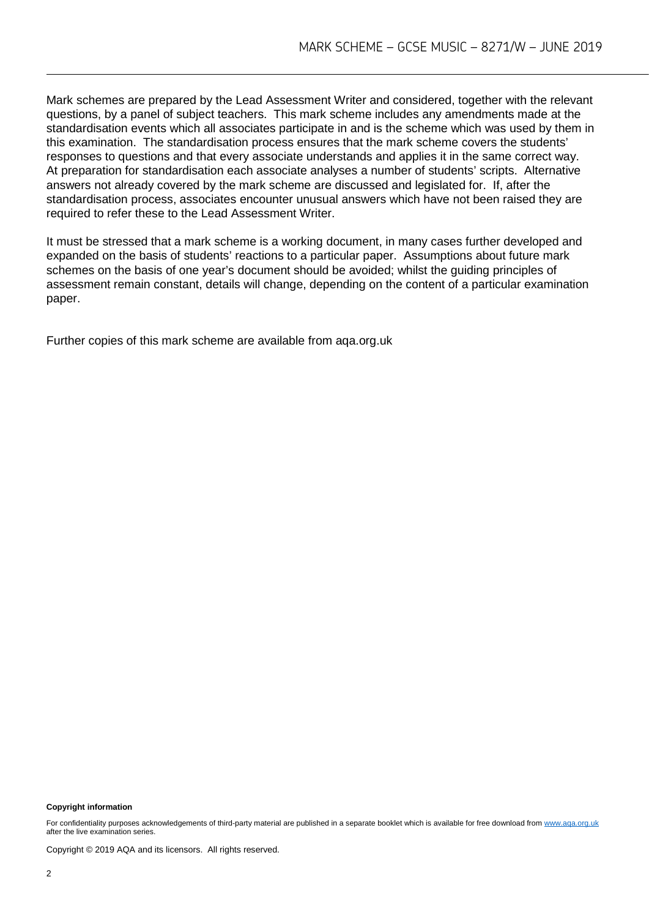Mark schemes are prepared by the Lead Assessment Writer and considered, together with the relevant questions, by a panel of subject teachers. This mark scheme includes any amendments made at the standardisation events which all associates participate in and is the scheme which was used by them in this examination. The standardisation process ensures that the mark scheme covers the students' responses to questions and that every associate understands and applies it in the same correct way. At preparation for standardisation each associate analyses a number of students' scripts. Alternative answers not already covered by the mark scheme are discussed and legislated for. If, after the standardisation process, associates encounter unusual answers which have not been raised they are required to refer these to the Lead Assessment Writer.

It must be stressed that a mark scheme is a working document, in many cases further developed and expanded on the basis of students' reactions to a particular paper. Assumptions about future mark schemes on the basis of one year's document should be avoided; whilst the guiding principles of assessment remain constant, details will change, depending on the content of a particular examination paper.

Further copies of this mark scheme are available from aqa.org.uk

**Copyright information**

For confidentiality purposes acknowledgements of third-party material are published in a separate booklet which is available for free download from www.aqa.org.uk after the live examination series.

Copyright © 2019 AQA and its licensors. All rights reserved.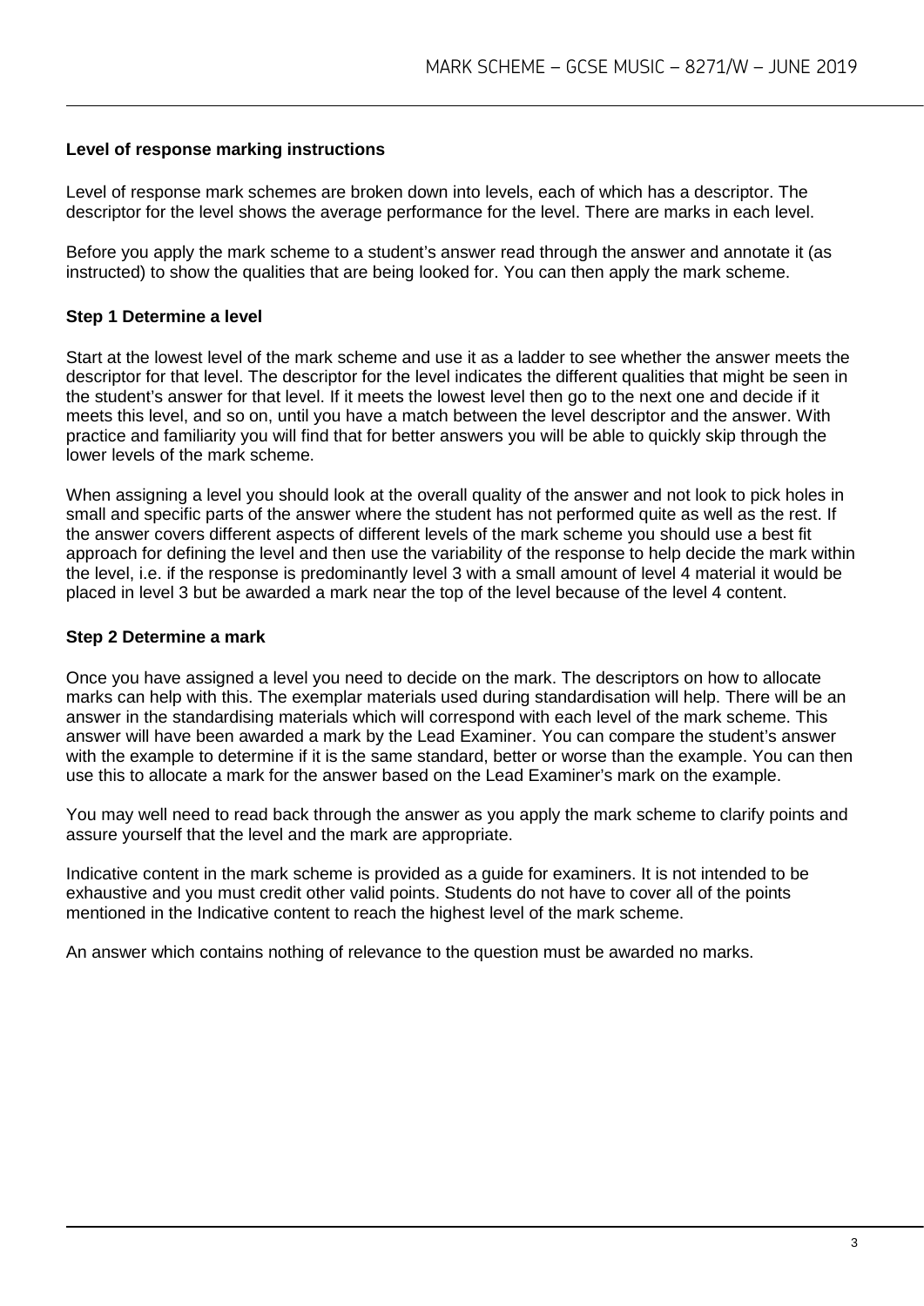**Level of response marking instructions**

Level of response mark schemes are broken down into levels, each of which has a descriptor. The descriptor for the level shows the average performance for the level. There are marks in each level.

Before you apply the mark scheme to a student's answer read through the answer and annotate it (as instructed) to show the qualities that are being looked for. You can then apply the mark scheme.

**Step 1 Determine a level**

Start at the lowest level of the mark scheme and use it as a ladder to see whether the answer meets the descriptor for that level. The descriptor for the level indicates the different qualities that might be seen in the student's answer for that level. If it meets the lowest level then go to the next one and decide if it meets this level, and so on, until you have a match between the level descriptor and the answer. With practice and familiarity you will find that for better answers you will be able to quickly skip through the lower levels of the mark scheme.

When assigning a level you should look at the overall quality of the answer and not look to pick holes in small and specific parts of the answer where the student has not performed quite as well as the rest. If the answer covers different aspects of different levels of the mark scheme you should use a best fit approach for defining the level and then use the variability of the response to help decide the mark within the level, i.e. if the response is predominantly level 3 with a small amount of level 4 material it would be placed in level 3 but be awarded a mark near the top of the level because of the level 4 content.

**Step 2 Determine a mark**

Once you have assigned a level you need to decide on the mark. The descriptors on how to allocate marks can help with this. The exemplar materials used during standardisation will help. There will be an answer in the standardising materials which will correspond with each level of the mark scheme. This answer will have been awarded a mark by the Lead Examiner. You can compare the student's answer with the example to determine if it is the same standard, better or worse than the example. You can then use this to allocate a mark for the answer based on the Lead Examiner's mark on the example.

You may well need to read back through the answer as you apply the mark scheme to clarify points and assure yourself that the level and the mark are appropriate.

Indicative content in the mark scheme is provided as a guide for examiners. It is not intended to be exhaustive and you must credit other valid points. Students do not have to cover all of the points mentioned in the Indicative content to reach the highest level of the mark scheme.

An answer which contains nothing of relevance to the question must be awarded no marks.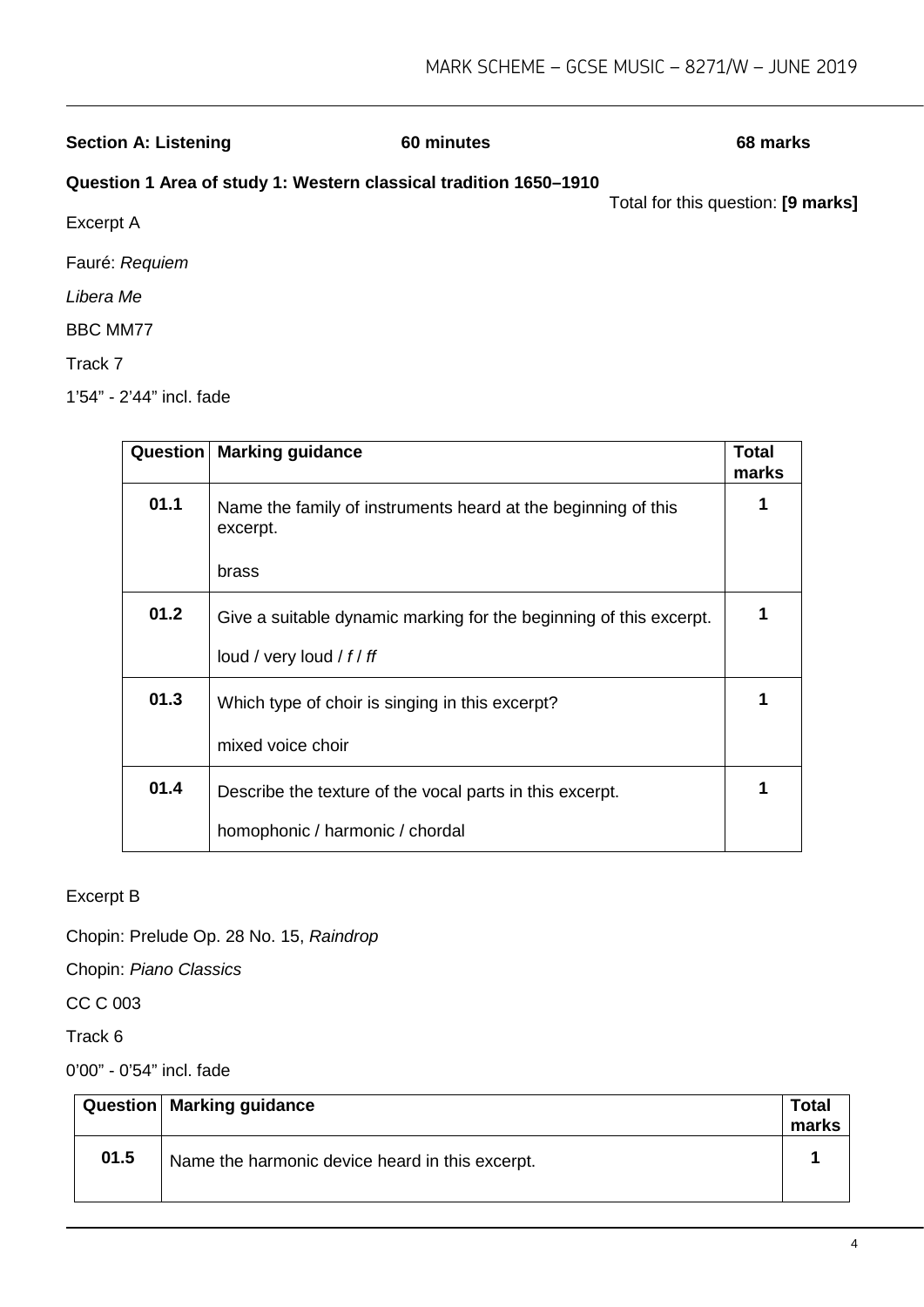**Section A: Listening** 60 minutes 68 marks

**Question 1 Area of study 1: Western classical tradition 1650–1910**

Total for this question: **[9 marks]**

Excerpt A

Fauré: *Requiem*

*Libera Me*

BBC MM77

Track 7

1'54" - 2'44" incl. fade

| Question | Marking guidance | Total marks |
|---|---|---|
| **01.1** | Name the family of instruments heard at the beginning of this excerpt.<br><br>brass | **1** |
| **01.2** | Give a suitable dynamic marking for the beginning of this excerpt.<br><br>loud / very loud / *f* / *ff* | **1** |
| **01.3** | Which type of choir is singing in this excerpt?<br><br>mixed voice choir | **1** |
| **01.4** | Describe the texture of the vocal parts in this excerpt.<br><br>homophonic / harmonic / chordal | **1** |

Excerpt B

Chopin: Prelude Op. 28 No. 15, *Raindrop*

Chopin: *Piano Classics*

CC C 003

Track 6

0'00" - 0'54" incl. fade

| Question | Marking guidance | Total marks |
|---|---|---|
| **01.5** | Name the harmonic device heard in this excerpt. | **1** |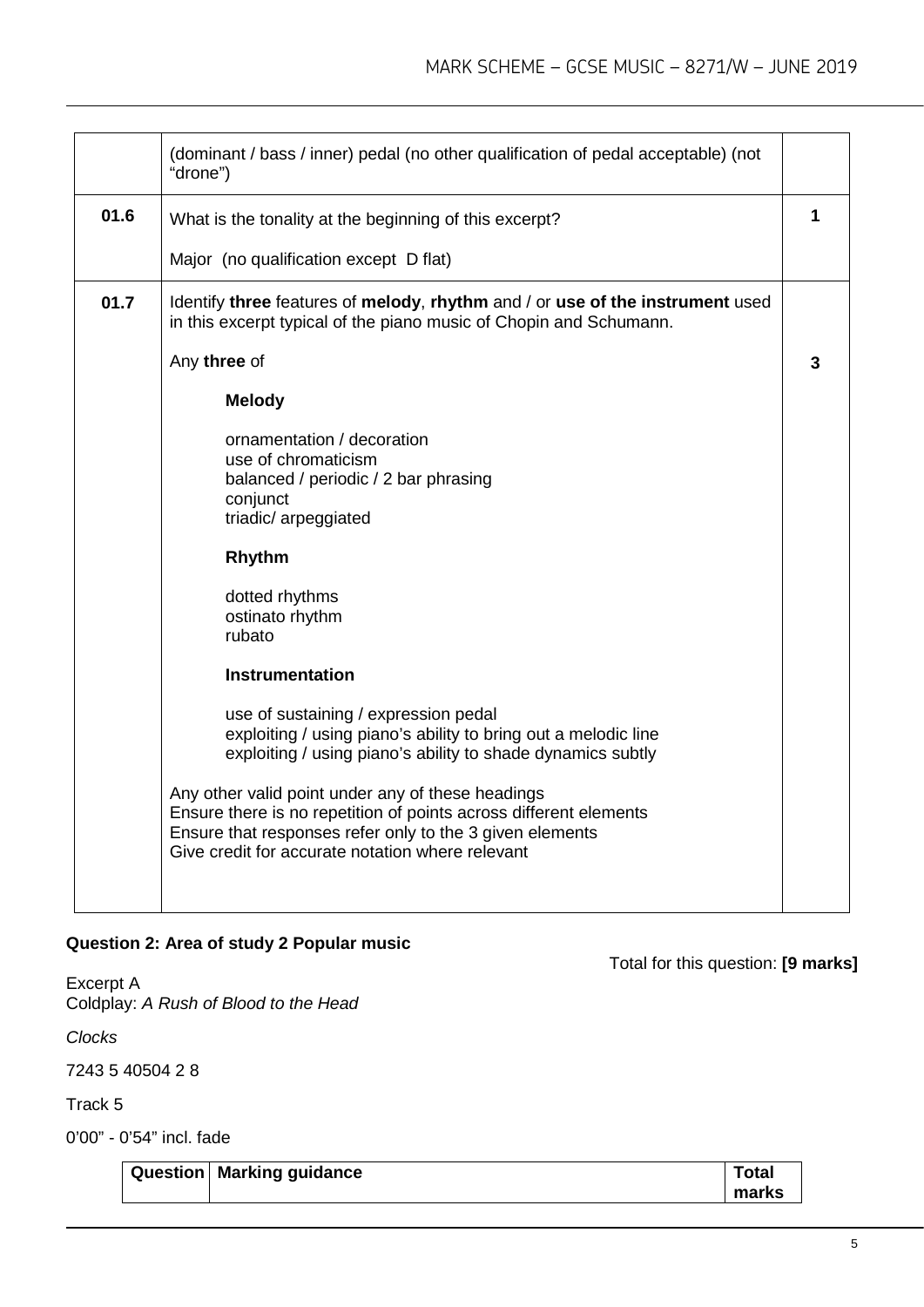| | | |
|---|---|---|
| | (dominant / bass / inner) pedal (no other qualification of pedal acceptable) (not "drone") | |
| **01.6** | What is the tonality at the beginning of this excerpt?<br><br>Major (no qualification except D flat) | **1** |
| **01.7** | Identify **three** features of **melody**, **rhythm** and / or **use of the instrument** used in this excerpt typical of the piano music of Chopin and Schumann.<br><br>Any **three** of<br><br>**Melody**<br><br>ornamentation / decoration<br>use of chromaticism<br>balanced / periodic / 2 bar phrasing<br>conjunct<br>triadic/ arpeggiated<br><br>**Rhythm**<br><br>dotted rhythms<br>ostinato rhythm<br>rubato<br><br>**Instrumentation**<br><br>use of sustaining / expression pedal<br>exploiting / using piano's ability to bring out a melodic line<br>exploiting / using piano's ability to shade dynamics subtly<br><br>Any other valid point under any of these headings<br>Ensure there is no repetition of points across different elements<br>Ensure that responses refer only to the 3 given elements<br>Give credit for accurate notation where relevant | **3** |

**Question 2: Area of study 2 Popular music**

Total for this question: **[9 marks]**

Excerpt A
Coldplay: *A Rush of Blood to the Head*

*Clocks*

7243 5 40504 2 8

Track 5

0'00" - 0'54" incl. fade

| Question | Marking guidance | Total marks |
|---|---|---|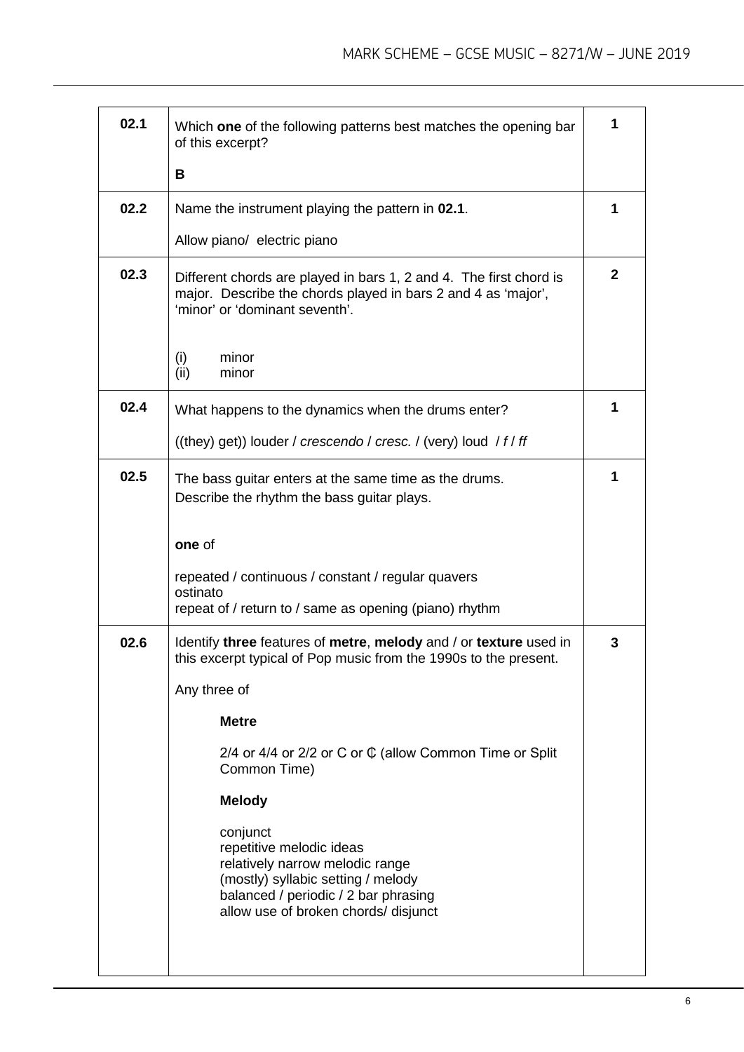| | | |
|---|---|---|
| **02.1** | Which **one** of the following patterns best matches the opening bar of this excerpt?<br><br>**B** | **1** |
| **02.2** | Name the instrument playing the pattern in **02.1**.<br><br>Allow piano/ electric piano | **1** |
| **02.3** | Different chords are played in bars 1, 2 and 4. The first chord is major. Describe the chords played in bars 2 and 4 as 'major', 'minor' or 'dominant seventh'.<br><br>(i) minor<br>(ii) minor | **2** |
| **02.4** | What happens to the dynamics when the drums enter?<br><br>((they) get)) louder / *crescendo* / *cresc.* / (very) loud / *f* / *ff* | **1** |
| **02.5** | The bass guitar enters at the same time as the drums.<br>Describe the rhythm the bass guitar plays.<br><br>**one** of<br><br>repeated / continuous / constant / regular quavers<br>ostinato<br>repeat of / return to / same as opening (piano) rhythm | **1** |
| **02.6** | Identify **three** features of **metre**, **melody** and / or **texture** used in this excerpt typical of Pop music from the 1990s to the present.<br><br>Any three of<br><br>**Metre**<br><br>2/4 or 4/4 or 2/2 or C or ₵ (allow Common Time or Split Common Time)<br><br>**Melody**<br><br>conjunct<br>repetitive melodic ideas<br>relatively narrow melodic range<br>(mostly) syllabic setting / melody<br>balanced / periodic / 2 bar phrasing<br>allow use of broken chords/ disjunct | **3** |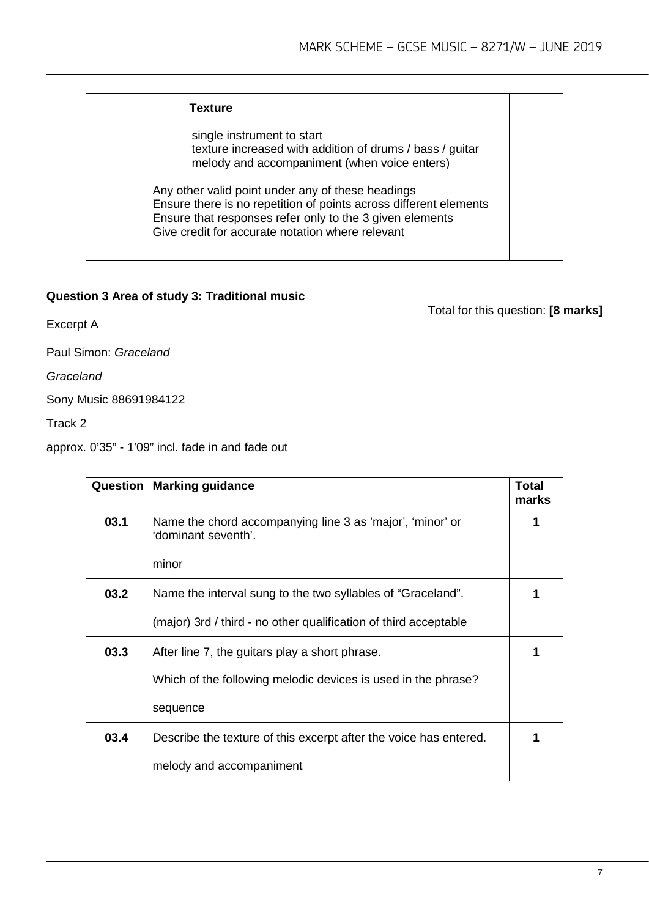| | **Texture**<br><br>single instrument to start<br>texture increased with addition of drums / bass / guitar<br>melody and accompaniment (when voice enters)<br><br>Any other valid point under any of these headings<br>Ensure there is no repetition of points across different elements<br>Ensure that responses refer only to the 3 given elements<br>Give credit for accurate notation where relevant | |
|---|---|---|

**Question 3 Area of study 3: Traditional music**

Total for this question: **[8 marks]**

Excerpt A

Paul Simon: *Graceland*

*Graceland*

Sony Music 88691984122

Track 2

approx. 0'35" - 1'09" incl. fade in and fade out

| Question | Marking guidance | Total marks |
|---|---|---|
| 03.1 | Name the chord accompanying line 3 as 'major', 'minor' or 'dominant seventh'.<br><br>minor | 1 |
| 03.2 | Name the interval sung to the two syllables of "Graceland".<br><br>(major) 3rd / third - no other qualification of third acceptable | 1 |
| 03.3 | After line 7, the guitars play a short phrase.<br><br>Which of the following melodic devices is used in the phrase?<br><br>sequence | 1 |
| 03.4 | Describe the texture of this excerpt after the voice has entered.<br><br>melody and accompaniment | 1 |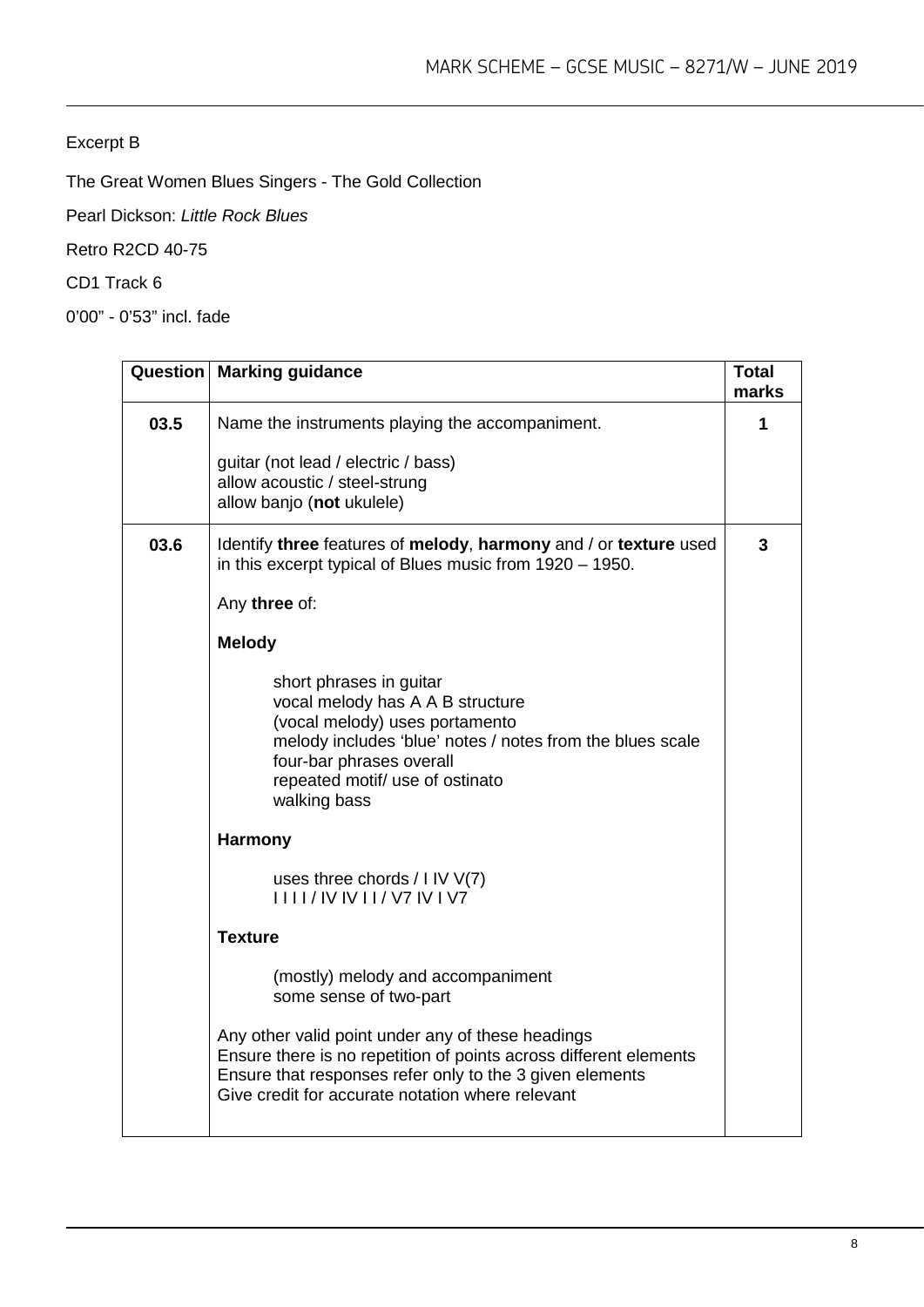Excerpt B

The Great Women Blues Singers - The Gold Collection

Pearl Dickson: *Little Rock Blues*

Retro R2CD 40-75

CD1 Track 6

0'00" - 0'53" incl. fade

| Question | Marking guidance | Total marks |
|---|---|---|
| **03.5** | Name the instruments playing the accompaniment.<br><br>guitar (not lead / electric / bass)<br>allow acoustic / steel-strung<br>allow banjo (**not** ukulele) | **1** |
| **03.6** | Identify **three** features of **melody**, **harmony** and / or **texture** used in this excerpt typical of Blues music from 1920 – 1950.<br><br>Any **three** of:<br><br>**Melody**<br><br>short phrases in guitar<br>vocal melody has A A B structure<br>(vocal melody) uses portamento<br>melody includes 'blue' notes / notes from the blues scale<br>four-bar phrases overall<br>repeated motif/ use of ostinato<br>walking bass<br><br>**Harmony**<br><br>uses three chords / I IV V(7)<br>I I I I / IV IV I I / V7 IV I V7<br><br>**Texture**<br><br>(mostly) melody and accompaniment<br>some sense of two-part<br><br>Any other valid point under any of these headings<br>Ensure there is no repetition of points across different elements<br>Ensure that responses refer only to the 3 given elements<br>Give credit for accurate notation where relevant | **3** |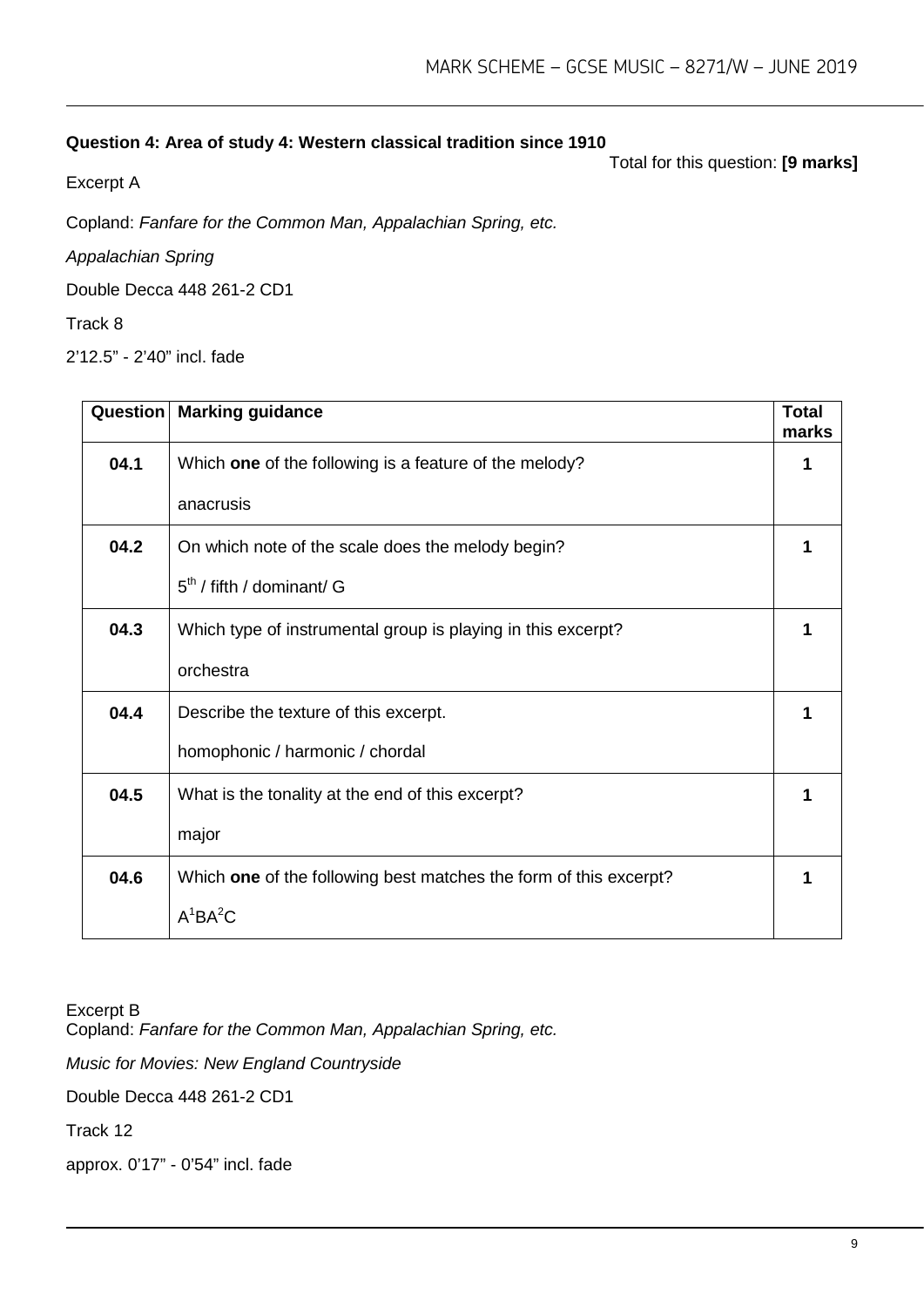**Question 4: Area of study 4: Western classical tradition since 1910**

Total for this question: **[9 marks]**

Excerpt A

Copland: *Fanfare for the Common Man, Appalachian Spring, etc.*

*Appalachian Spring*

Double Decca 448 261-2 CD1

Track 8

2'12.5" - 2'40" incl. fade

| Question | Marking guidance | Total marks |
| --- | --- | --- |
| **04.1** | Which **one** of the following is a feature of the melody?<br><br>anacrusis | **1** |
| **04.2** | On which note of the scale does the melody begin?<br><br>5th / fifth / dominant/ G | **1** |
| **04.3** | Which type of instrumental group is playing in this excerpt?<br><br>orchestra | **1** |
| **04.4** | Describe the texture of this excerpt.<br><br>homophonic / harmonic / chordal | **1** |
| **04.5** | What is the tonality at the end of this excerpt?<br><br>major | **1** |
| **04.6** | Which **one** of the following best matches the form of this excerpt?<br><br>$A^1BA^2C$ | **1** |

Excerpt B

Copland: *Fanfare for the Common Man, Appalachian Spring, etc.*

*Music for Movies: New England Countryside*

Double Decca 448 261-2 CD1

Track 12

approx. 0'17" - 0'54" incl. fade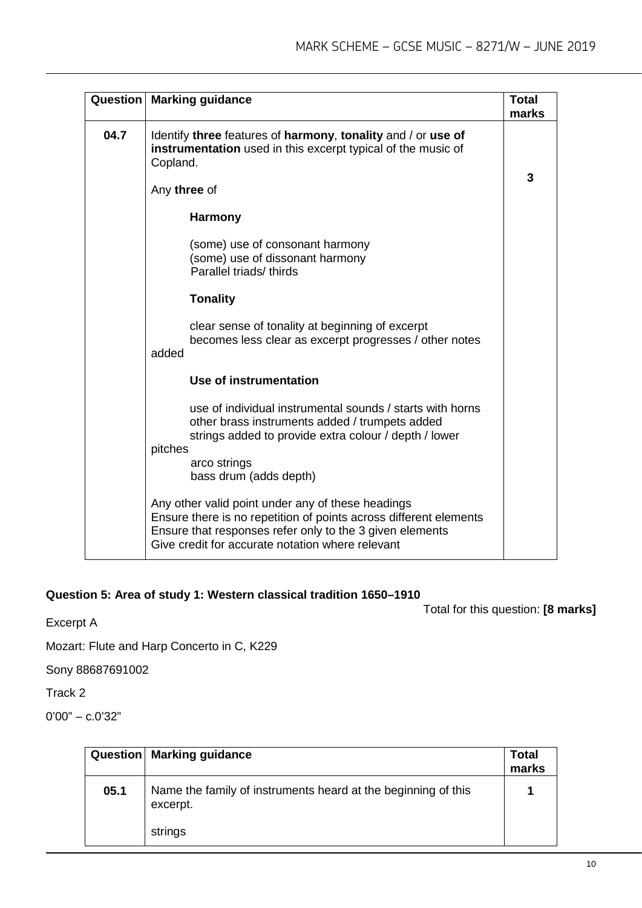| Question | Marking guidance | Total marks |
|---|---|---|
| **04.7** | Identify **three** features of **harmony**, **tonality** and / or **use of instrumentation** used in this excerpt typical of the music of Copland.<br><br>Any **three** of<br><br>**Harmony**<br><br>(some) use of consonant harmony<br>(some) use of dissonant harmony<br>Parallel triads/ thirds<br><br>**Tonality**<br><br>clear sense of tonality at beginning of excerpt<br>becomes less clear as excerpt progresses / other notes added<br><br>**Use of instrumentation**<br><br>use of individual instrumental sounds / starts with horns<br>other brass instruments added / trumpets added<br>strings added to provide extra colour / depth / lower pitches<br>arco strings<br>bass drum (adds depth)<br><br>Any other valid point under any of these headings<br>Ensure there is no repetition of points across different elements<br>Ensure that responses refer only to the 3 given elements<br>Give credit for accurate notation where relevant | **3** |

**Question 5: Area of study 1: Western classical tradition 1650–1910**

Total for this question: **[8 marks]**

Excerpt A

Mozart: Flute and Harp Concerto in C, K229

Sony 88687691002

Track 2

0'00" – c.0'32"

| Question | Marking guidance | Total marks |
|---|---|---|
| **05.1** | Name the family of instruments heard at the beginning of this excerpt.<br><br>strings | **1** |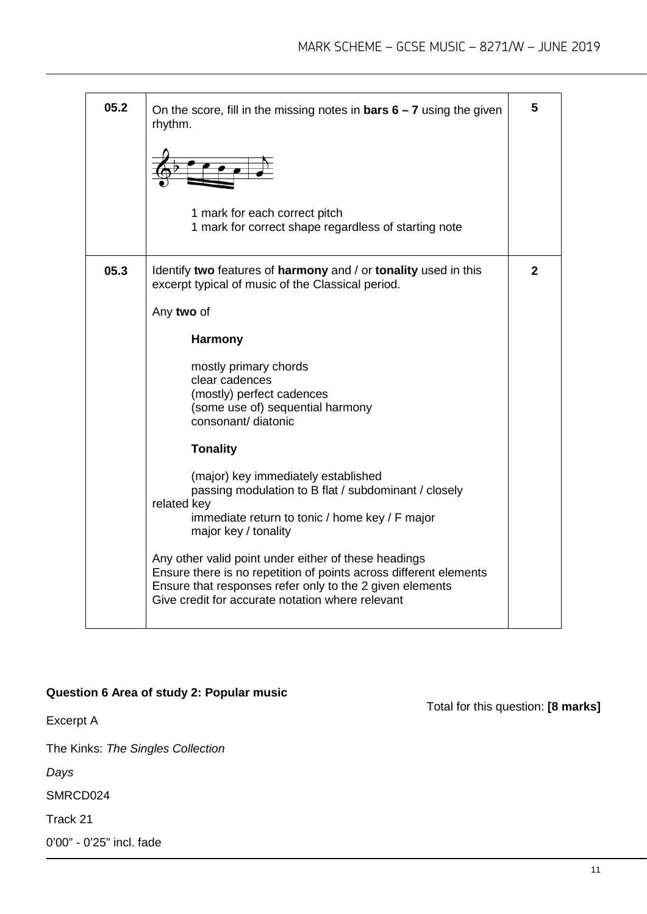| | | |
|---|---|---|
| 05.2 | On the score, fill in the missing notes in **bars 6 – 7** using the given rhythm.<br><br>1 mark for each correct pitch<br>1 mark for correct shape regardless of starting note | 5 |
| 05.3 | Identify **two** features of **harmony** and / or **tonality** used in this excerpt typical of music of the Classical period.<br><br>Any **two** of<br><br>**Harmony**<br><br>mostly primary chords<br>clear cadences<br>(mostly) perfect cadences<br>(some use of) sequential harmony<br>consonant/ diatonic<br><br>**Tonality**<br><br>(major) key immediately established<br>passing modulation to B flat / subdominant / closely related key<br>immediate return to tonic / home key / F major<br>major key / tonality<br><br>Any other valid point under either of these headings<br>Ensure there is no repetition of points across different elements<br>Ensure that responses refer only to the 2 given elements<br>Give credit for accurate notation where relevant | 2 |

**Question 6 Area of study 2: Popular music**

Total for this question: **[8 marks]**

Excerpt A

The Kinks: *The Singles Collection*

*Days*

SMRCD024

Track 21

0'00" - 0'25" incl. fade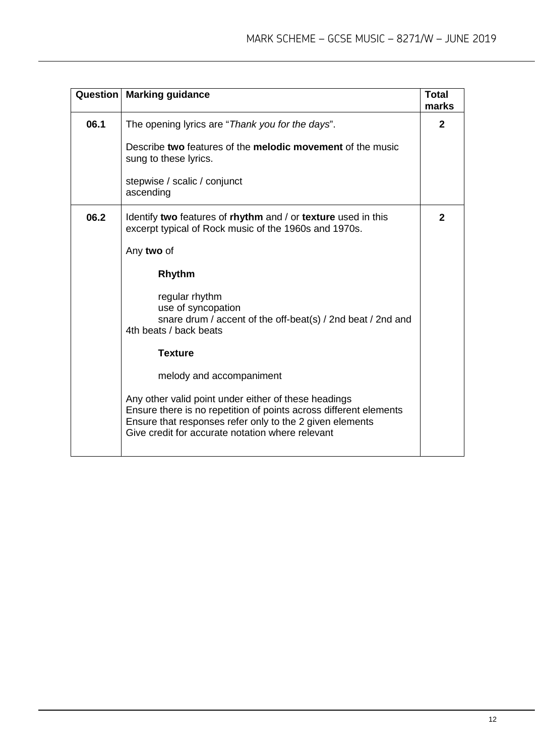| Question | Marking guidance | Total marks |
|---|---|---|
| 06.1 | The opening lyrics are "*Thank you for the days*".<br><br>Describe **two** features of the **melodic movement** of the music sung to these lyrics.<br><br>stepwise / scalic / conjunct<br>ascending | 2 |
| 06.2 | Identify **two** features of **rhythm** and / or **texture** used in this excerpt typical of Rock music of the 1960s and 1970s.<br><br>Any **two** of<br><br>**Rhythm**<br><br>regular rhythm<br>use of syncopation<br>snare drum / accent of the off-beat(s) / 2nd beat / 2nd and 4th beats / back beats<br><br>**Texture**<br><br>melody and accompaniment<br><br>Any other valid point under either of these headings<br>Ensure there is no repetition of points across different elements<br>Ensure that responses refer only to the 2 given elements<br>Give credit for accurate notation where relevant | 2 |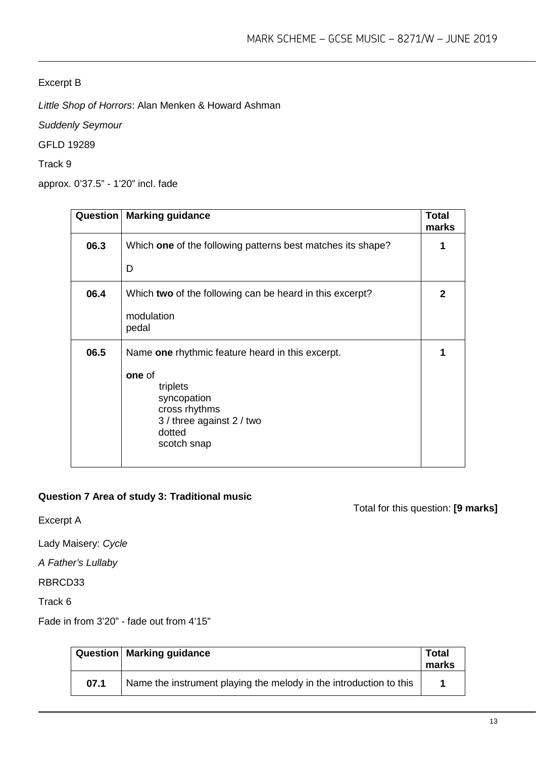Excerpt B

*Little Shop of Horrors*: Alan Menken & Howard Ashman

*Suddenly Seymour*

GFLD 19289

Track 9

approx. 0'37.5" - 1'20" incl. fade

| Question | Marking guidance | Total marks |
| --- | --- | --- |
| 06.3 | Which **one** of the following patterns best matches its shape?<br><br>D | 1 |
| 06.4 | Which **two** of the following can be heard in this excerpt?<br><br>modulation<br>pedal | 2 |
| 06.5 | Name **one** rhythmic feature heard in this excerpt.<br><br>**one** of<br>triplets<br>syncopation<br>cross rhythms<br>3 / three against 2 / two<br>dotted<br>scotch snap | 1 |

**Question 7 Area of study 3: Traditional music**

Total for this question: **[9 marks]**

Excerpt A

Lady Maisery: *Cycle*

*A Father's Lullaby*

RBRCD33

Track 6

Fade in from 3'20" - fade out from 4'15"

| Question | Marking guidance | Total marks |
| --- | --- | --- |
| 07.1 | Name the instrument playing the melody in the introduction to this | 1 |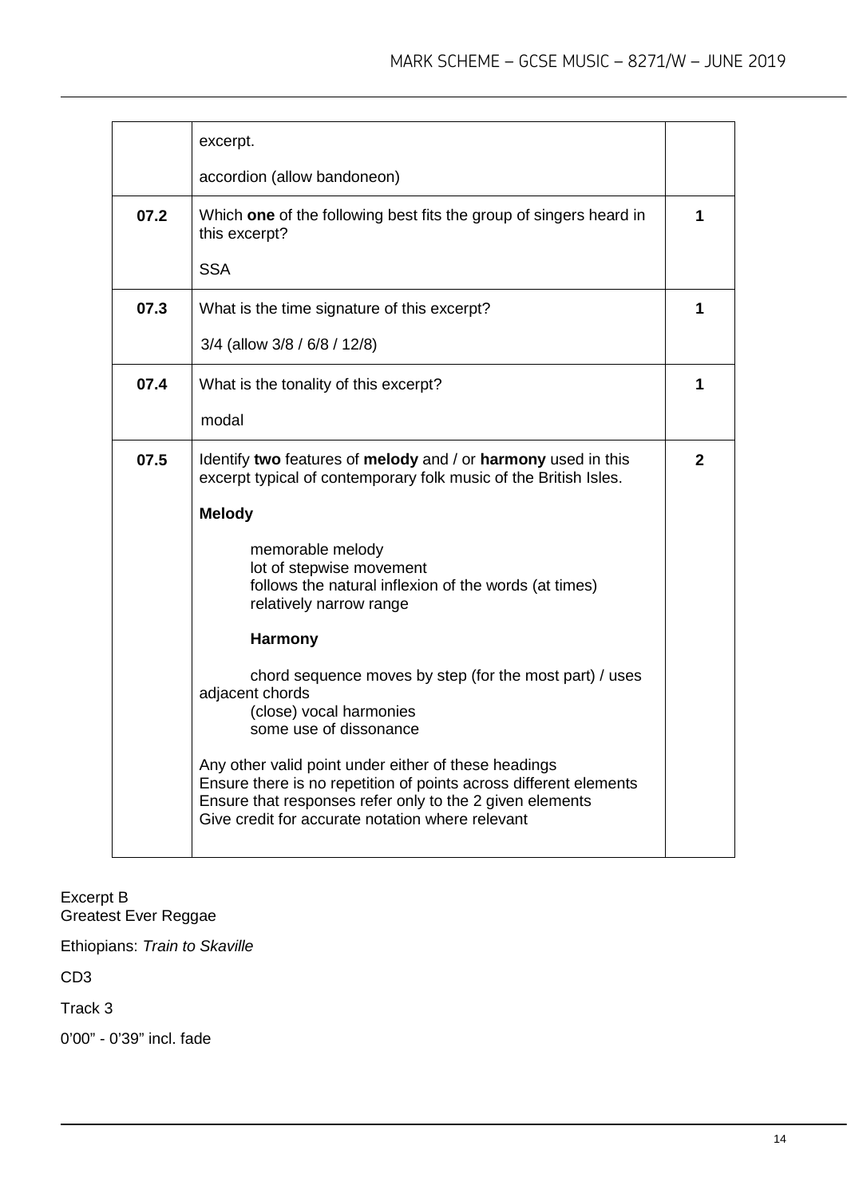| | | |
|---|---|---|
| | excerpt.<br><br>accordion (allow bandoneon) | |
| **07.2** | Which **one** of the following best fits the group of singers heard in this excerpt?<br><br>SSA | **1** |
| **07.3** | What is the time signature of this excerpt?<br><br>3/4 (allow 3/8 / 6/8 / 12/8) | **1** |
| **07.4** | What is the tonality of this excerpt?<br><br>modal | **1** |
| **07.5** | Identify **two** features of **melody** and / or **harmony** used in this excerpt typical of contemporary folk music of the British Isles.<br><br>**Melody**<br><br>memorable melody<br>lot of stepwise movement<br>follows the natural inflexion of the words (at times)<br>relatively narrow range<br><br>**Harmony**<br><br>chord sequence moves by step (for the most part) / uses adjacent chords<br>(close) vocal harmonies<br>some use of dissonance<br><br>Any other valid point under either of these headings<br>Ensure there is no repetition of points across different elements<br>Ensure that responses refer only to the 2 given elements<br>Give credit for accurate notation where relevant | **2** |

Excerpt B
Greatest Ever Reggae

Ethiopians: *Train to Skaville*

CD3

Track 3

0'00" - 0'39" incl. fade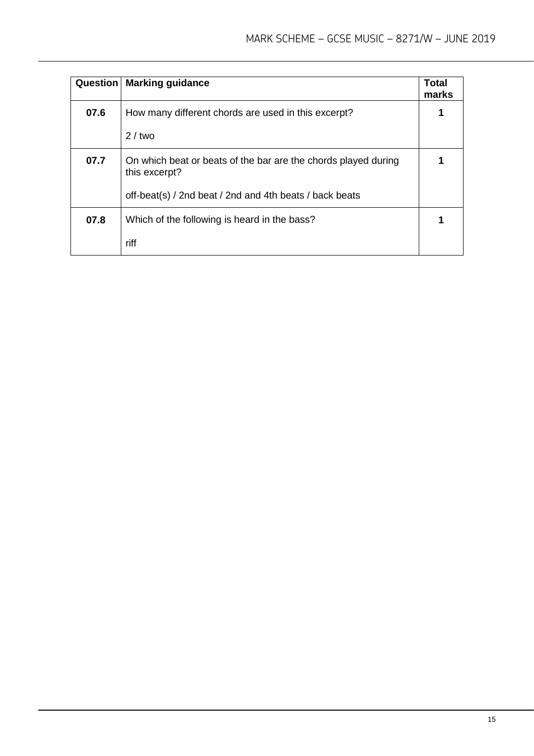| Question | Marking guidance | Total marks |
| --- | --- | --- |
| **07.6** | How many different chords are used in this excerpt?<br><br>2 / two | **1** |
| **07.7** | On which beat or beats of the bar are the chords played during this excerpt?<br><br>off-beat(s) / 2nd beat / 2nd and 4th beats / back beats | **1** |
| **07.8** | Which of the following is heard in the bass?<br><br>riff | **1** |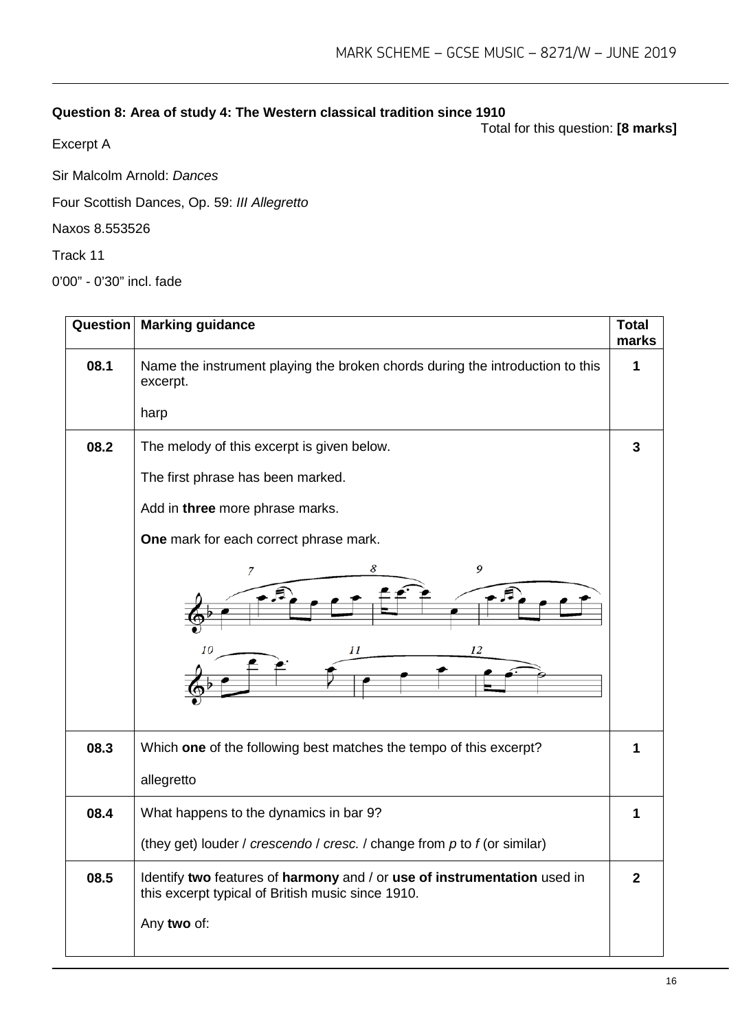**Question 8: Area of study 4: The Western classical tradition since 1910**

Total for this question: **[8 marks]**

Excerpt A

Sir Malcolm Arnold: *Dances*

Four Scottish Dances, Op. 59: *III Allegretto*

Naxos 8.553526

Track 11

0'00" - 0'30" incl. fade

| Question | Marking guidance | Total marks |
|---|---|---|
| **08.1** | Name the instrument playing the broken chords during the introduction to this excerpt.<br><br>harp | **1** |
| **08.2** | The melody of this excerpt is given below.<br><br>The first phrase has been marked.<br><br>Add in **three** more phrase marks.<br><br>**One** mark for each correct phrase mark. | **3** |
| **08.3** | Which **one** of the following best matches the tempo of this excerpt?<br><br>allegretto | **1** |
| **08.4** | What happens to the dynamics in bar 9?<br><br>(they get) louder / *crescendo* / *cresc.* / change from *p* to *f* (or similar) | **1** |
| **08.5** | Identify **two** features of **harmony** and / or **use of instrumentation** used in this excerpt typical of British music since 1910.<br><br>Any **two** of: | **2** |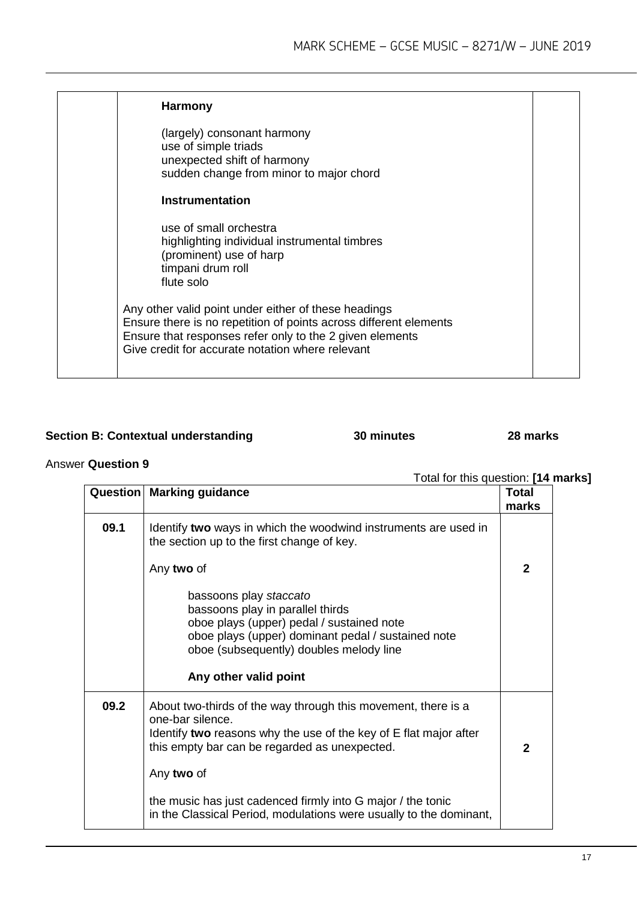| | **Harmony**<br><br>(largely) consonant harmony<br>use of simple triads<br>unexpected shift of harmony<br>sudden change from minor to major chord<br><br>**Instrumentation**<br><br>use of small orchestra<br>highlighting individual instrumental timbres<br>(prominent) use of harp<br>timpani drum roll<br>flute solo<br><br>Any other valid point under either of these headings<br>Ensure there is no repetition of points across different elements<br>Ensure that responses refer only to the 2 given elements<br>Give credit for accurate notation where relevant | |
|---|---|---|

**Section B: Contextual understanding** 30 minutes 28 marks

Answer **Question 9**

Total for this question: **[14 marks]**

| Question | Marking guidance | Total marks |
|---|---|---|
| **09.1** | Identify **two** ways in which the woodwind instruments are used in the section up to the first change of key.<br><br>Any **two** of<br><br>bassoons play *staccato*<br>bassoons play in parallel thirds<br>oboe plays (upper) pedal / sustained note<br>oboe plays (upper) dominant pedal / sustained note<br>oboe (subsequently) doubles melody line<br><br>**Any other valid point** | **2** |
| **09.2** | About two-thirds of the way through this movement, there is a one-bar silence.<br>Identify **two** reasons why the use of the key of E flat major after this empty bar can be regarded as unexpected.<br><br>Any **two** of<br><br>the music has just cadenced firmly into G major / the tonic<br>in the Classical Period, modulations were usually to the dominant, | **2** |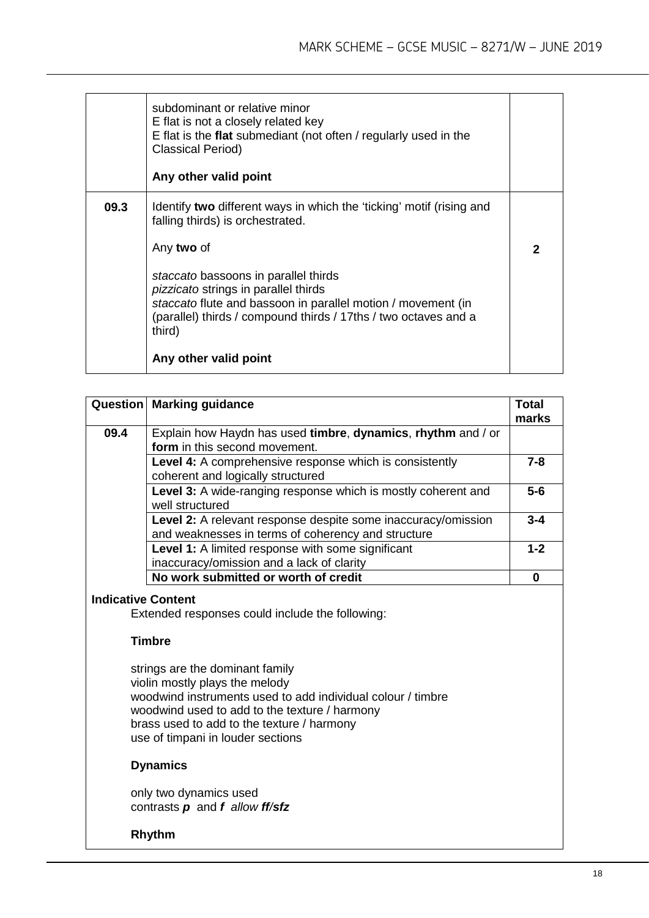| | | |
|---|---|---|
| | subdominant or relative minor<br>E flat is not a closely related key<br>E flat is the **flat** submediant (not often / regularly used in the Classical Period)<br><br>**Any other valid point** | |
| **09.3** | Identify **two** different ways in which the 'ticking' motif (rising and falling thirds) is orchestrated.<br><br>Any **two** of<br><br>*staccato* bassoons in parallel thirds<br>*pizzicato* strings in parallel thirds<br>*staccato* flute and bassoon in parallel motion / movement (in (parallel) thirds / compound thirds / 17ths / two octaves and a third)<br><br>**Any other valid point** | **2** |

| Question | Marking guidance | Total marks |
|---|---|---|
| **09.4** | Explain how Haydn has used **timbre**, **dynamics**, **rhythm** and / or **form** in this second movement. | |
| | **Level 4:** A comprehensive response which is consistently coherent and logically structured | **7-8** |
| | **Level 3:** A wide-ranging response which is mostly coherent and well structured | **5-6** |
| | **Level 2:** A relevant response despite some inaccuracy/omission and weaknesses in terms of coherency and structure | **3-4** |
| | **Level 1:** A limited response with some significant inaccuracy/omission and a lack of clarity | **1-2** |
| | **No work submitted or worth of credit** | **0** |

**Indicative Content**

Extended responses could include the following:

**Timbre**

strings are the dominant family
violin mostly plays the melody
woodwind instruments used to add individual colour / timbre
woodwind used to add to the texture / harmony
brass used to add to the texture / harmony
use of timpani in louder sections

**Dynamics**

only two dynamics used
contrasts ***p*** and ***f*** *allow* ***ff/sfz***

**Rhythm**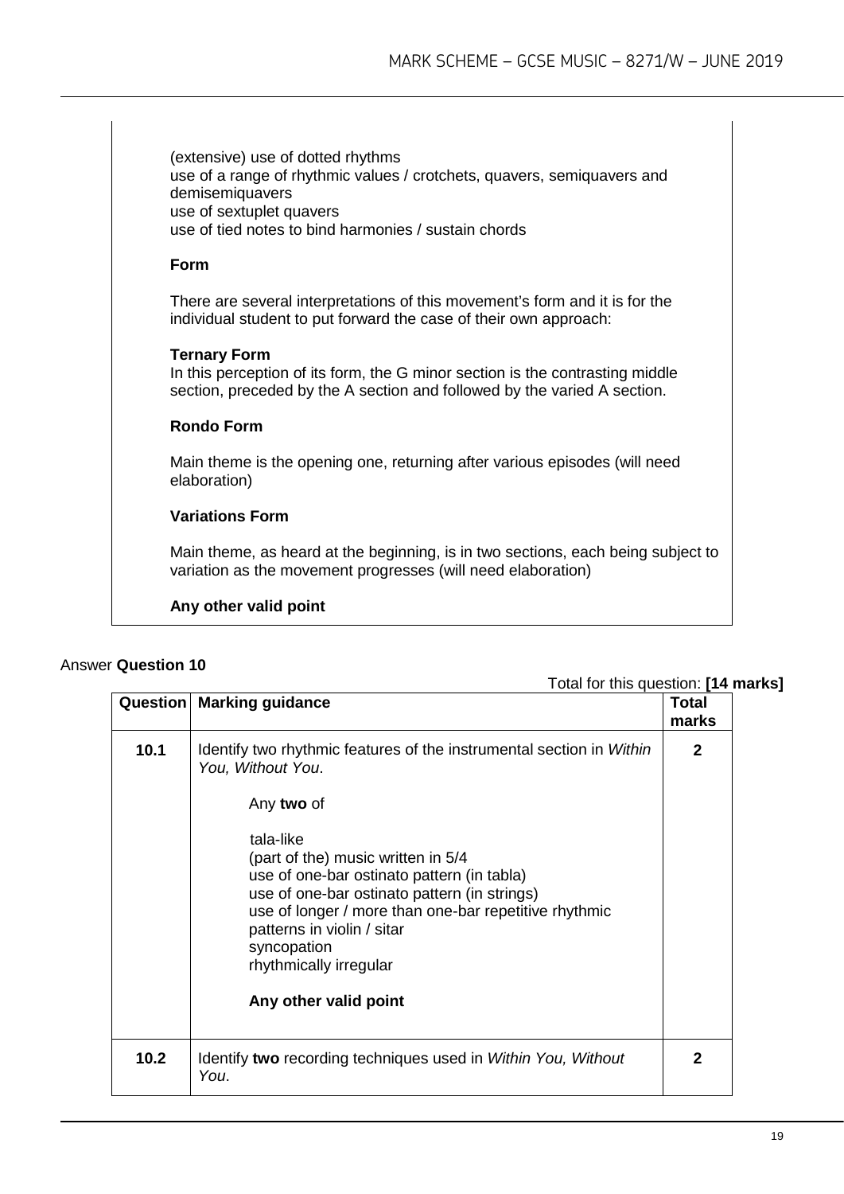(extensive) use of dotted rhythms
use of a range of rhythmic values / crotchets, quavers, semiquavers and demisemiquavers
use of sextuplet quavers
use of tied notes to bind harmonies / sustain chords

**Form**

There are several interpretations of this movement's form and it is for the individual student to put forward the case of their own approach:

**Ternary Form**
In this perception of its form, the G minor section is the contrasting middle section, preceded by the A section and followed by the varied A section.

**Rondo Form**

Main theme is the opening one, returning after various episodes (will need elaboration)

**Variations Form**

Main theme, as heard at the beginning, is in two sections, each being subject to variation as the movement progresses (will need elaboration)

**Any other valid point**

Answer **Question 10**

Total for this question: **[14 marks]**

| Question | Marking guidance | Total marks |
|---|---|---|
| **10.1** | Identify two rhythmic features of the instrumental section in *Within You, Without You*.<br><br>Any **two** of<br><br>tala-like<br>(part of the) music written in 5/4<br>use of one-bar ostinato pattern (in tabla)<br>use of one-bar ostinato pattern (in strings)<br>use of longer / more than one-bar repetitive rhythmic patterns in violin / sitar<br>syncopation<br>rhythmically irregular<br><br>**Any other valid point** | **2** |
| **10.2** | Identify **two** recording techniques used in *Within You, Without You*. | **2** |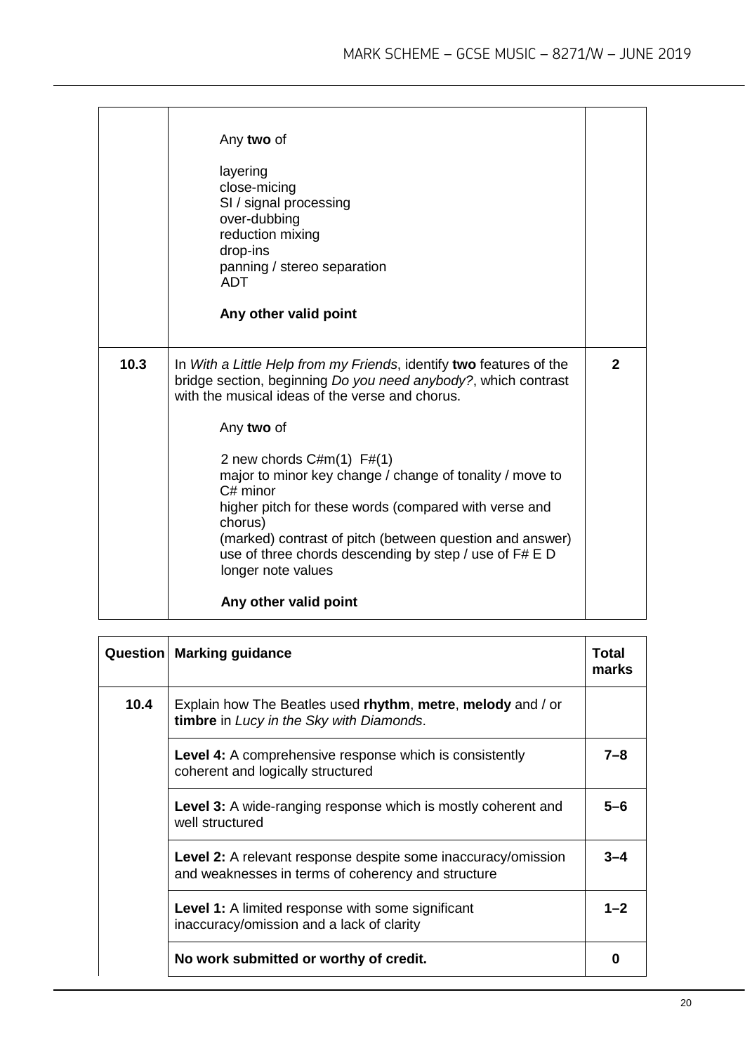| | | |
|---|---|---|
| | Any **two** of<br><br>layering<br>close-micing<br>SI / signal processing<br>over-dubbing<br>reduction mixing<br>drop-ins<br>panning / stereo separation<br>ADT<br><br>**Any other valid point** | |
| **10.3** | In *With a Little Help from my Friends*, identify **two** features of the bridge section, beginning *Do you need anybody?*, which contrast with the musical ideas of the verse and chorus.<br><br>Any **two** of<br><br>2 new chords C#m(1) F#(1)<br>major to minor key change / change of tonality / move to C# minor<br>higher pitch for these words (compared with verse and chorus)<br>(marked) contrast of pitch (between question and answer)<br>use of three chords descending by step / use of F# E D<br>longer note values<br><br>**Any other valid point** | **2** |

| Question | Marking guidance | Total marks |
|---|---|---|
| **10.4** | Explain how The Beatles used **rhythm**, **metre**, **melody** and / or **timbre** in *Lucy in the Sky with Diamonds*. | |
| | **Level 4:** A comprehensive response which is consistently coherent and logically structured | **7–8** |
| | **Level 3:** A wide-ranging response which is mostly coherent and well structured | **5–6** |
| | **Level 2:** A relevant response despite some inaccuracy/omission and weaknesses in terms of coherency and structure | **3–4** |
| | **Level 1:** A limited response with some significant inaccuracy/omission and a lack of clarity | **1–2** |
| | **No work submitted or worthy of credit.** | **0** |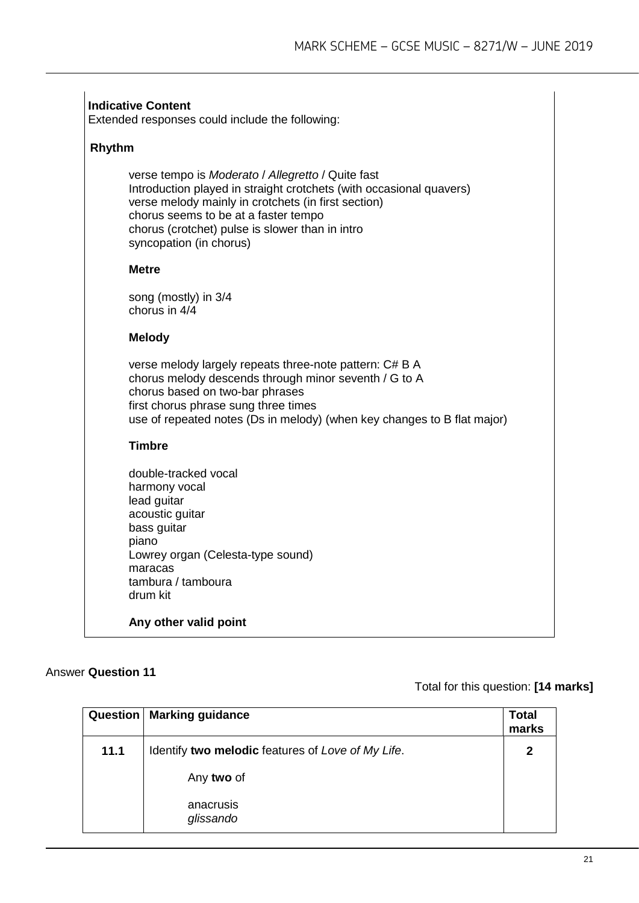**Indicative Content**
Extended responses could include the following:

**Rhythm**

verse tempo is *Moderato* / *Allegretto* / Quite fast
Introduction played in straight crotchets (with occasional quavers)
verse melody mainly in crotchets (in first section)
chorus seems to be at a faster tempo
chorus (crotchet) pulse is slower than in intro
syncopation (in chorus)

**Metre**

song (mostly) in 3/4
chorus in 4/4

**Melody**

verse melody largely repeats three-note pattern: C# B A
chorus melody descends through minor seventh / G to A
chorus based on two-bar phrases
first chorus phrase sung three times
use of repeated notes (Ds in melody) (when key changes to B flat major)

**Timbre**

double-tracked vocal
harmony vocal
lead guitar
acoustic guitar
bass guitar
piano
Lowrey organ (Celesta-type sound)
maracas
tambura / tamboura
drum kit

**Any other valid point**

Answer **Question 11**

Total for this question: **[14 marks]**

| Question | Marking guidance | Total marks |
|---|---|---|
| **11.1** | Identify **two melodic** features of *Love of My Life*.<br><br>Any **two** of<br><br>anacrusis<br>*glissando* | **2** |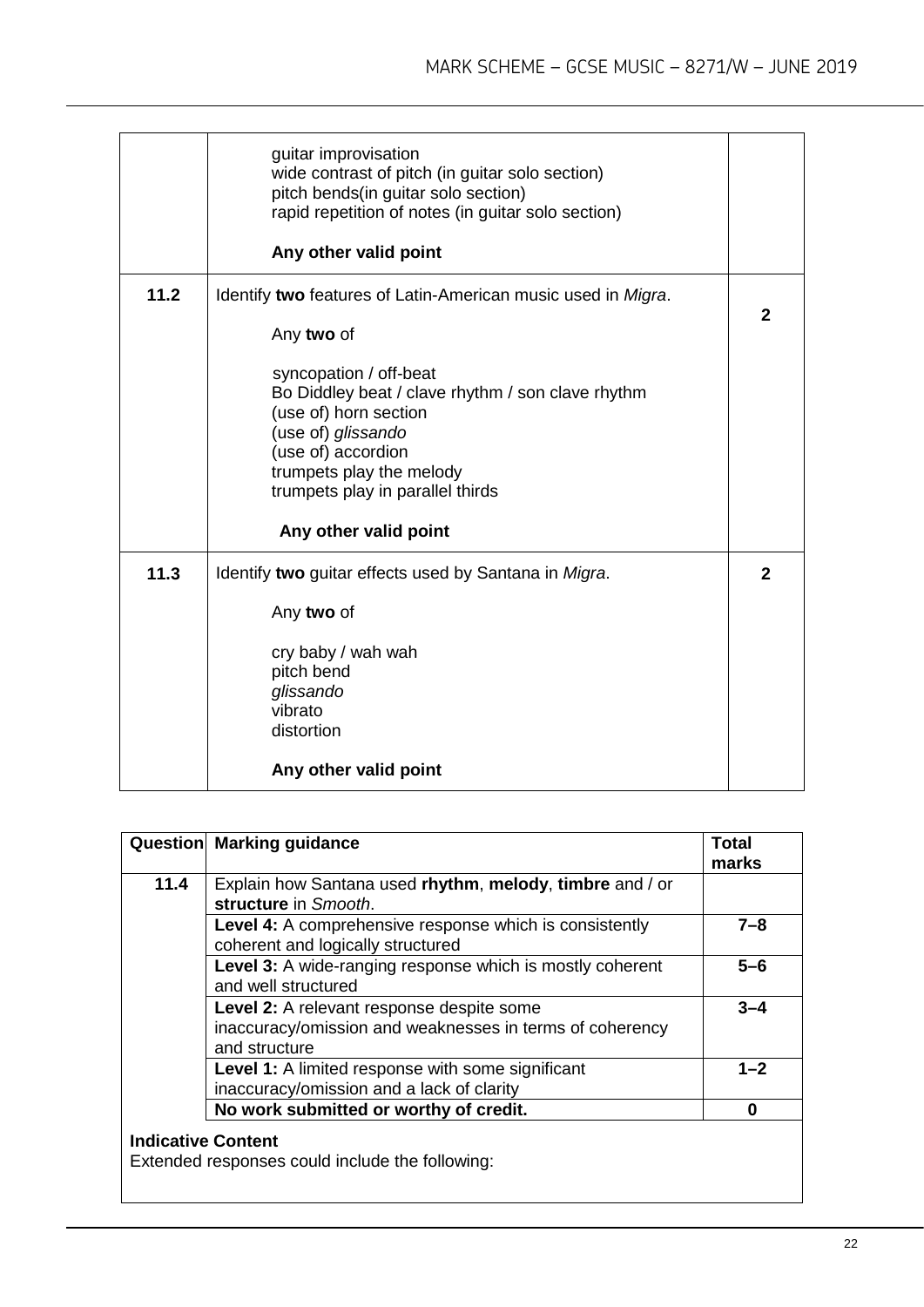| | | |
|---|---|---|
| | guitar improvisation<br>wide contrast of pitch (in guitar solo section)<br>pitch bends(in guitar solo section)<br>rapid repetition of notes (in guitar solo section)<br><br>**Any other valid point** | |
| **11.2** | Identify **two** features of Latin-American music used in *Migra*.<br><br>Any **two** of<br><br>syncopation / off-beat<br>Bo Diddley beat / clave rhythm / son clave rhythm<br>(use of) horn section<br>(use of) *glissando*<br>(use of) accordion<br>trumpets play the melody<br>trumpets play in parallel thirds<br><br>**Any other valid point** | **2** |
| **11.3** | Identify **two** guitar effects used by Santana in *Migra*.<br><br>Any **two** of<br><br>cry baby / wah wah<br>pitch bend<br>*glissando*<br>vibrato<br>distortion<br><br>**Any other valid point** | **2** |

| Question | Marking guidance | Total marks |
|---|---|---|
| **11.4** | Explain how Santana used **rhythm**, **melody**, **timbre** and / or **structure** in *Smooth*. | |
| | **Level 4:** A comprehensive response which is consistently coherent and logically structured | **7–8** |
| | **Level 3:** A wide-ranging response which is mostly coherent and well structured | **5–6** |
| | **Level 2:** A relevant response despite some inaccuracy/omission and weaknesses in terms of coherency and structure | **3–4** |
| | **Level 1:** A limited response with some significant inaccuracy/omission and a lack of clarity | **1–2** |
| | **No work submitted or worthy of credit.** | **0** |

**Indicative Content**
Extended responses could include the following: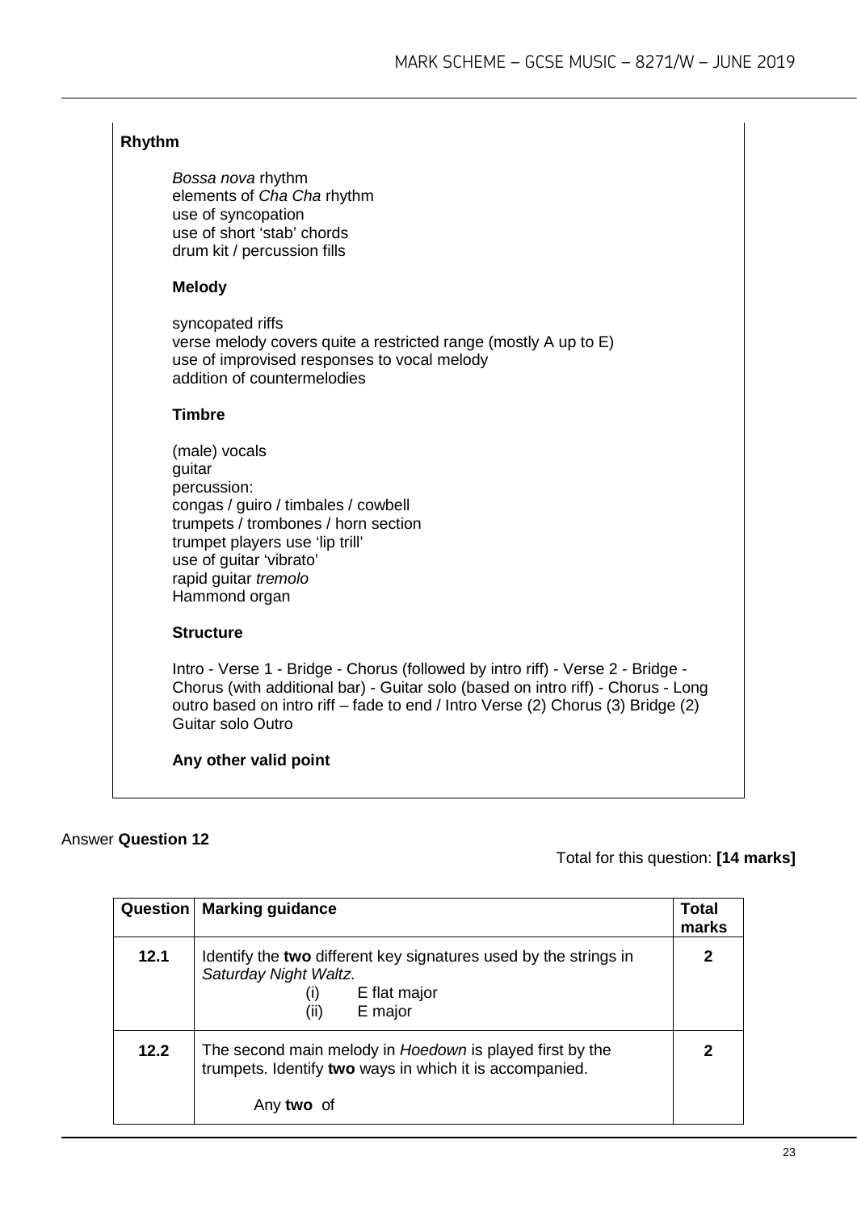**Rhythm**

*Bossa nova* rhythm
elements of *Cha Cha* rhythm
use of syncopation
use of short 'stab' chords
drum kit / percussion fills

**Melody**

syncopated riffs
verse melody covers quite a restricted range (mostly A up to E)
use of improvised responses to vocal melody
addition of countermelodies

**Timbre**

(male) vocals
guitar
percussion:
congas / guiro / timbales / cowbell
trumpets / trombones / horn section
trumpet players use 'lip trill'
use of guitar 'vibrato'
rapid guitar *tremolo*
Hammond organ

**Structure**

Intro - Verse 1 - Bridge - Chorus (followed by intro riff) - Verse 2 - Bridge - Chorus (with additional bar) - Guitar solo (based on intro riff) - Chorus - Long outro based on intro riff – fade to end / Intro Verse (2) Chorus (3) Bridge (2) Guitar solo Outro

**Any other valid point**

Answer **Question 12**

Total for this question: **[14 marks]**

| Question | Marking guidance | Total marks |
|---|---|---|
| **12.1** | Identify the **two** different key signatures used by the strings in *Saturday Night Waltz.*<br>(i) E flat major<br>(ii) E major | **2** |
| **12.2** | The second main melody in *Hoedown* is played first by the trumpets. Identify **two** ways in which it is accompanied.<br><br>Any **two** of | **2** |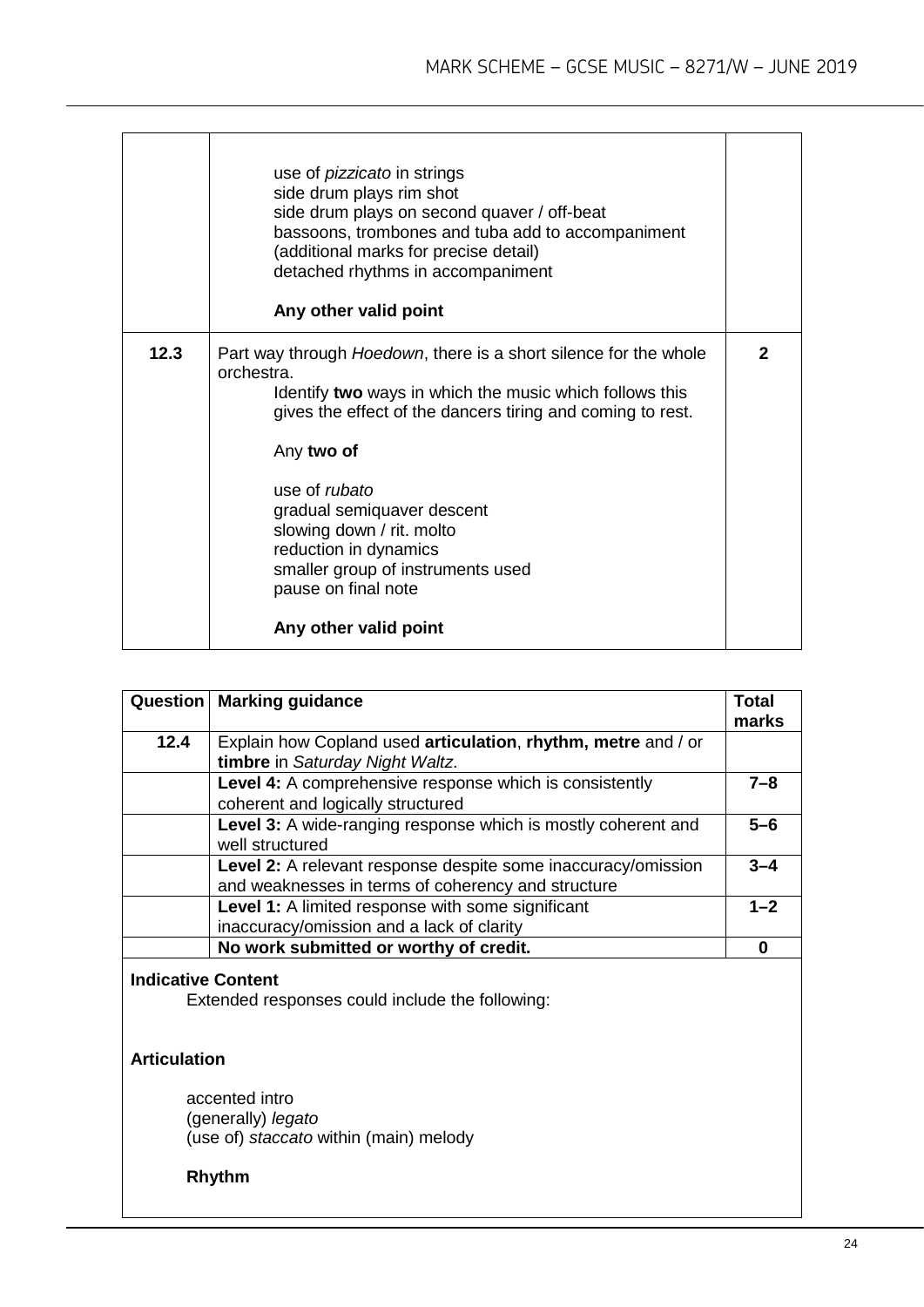| | | |
|---|---|---|
| | use of *pizzicato* in strings<br>side drum plays rim shot<br>side drum plays on second quaver / off-beat<br>bassoons, trombones and tuba add to accompaniment<br>(additional marks for precise detail)<br>detached rhythms in accompaniment<br><br>**Any other valid point** | |
| **12.3** | Part way through *Hoedown*, there is a short silence for the whole orchestra.<br>Identify **two** ways in which the music which follows this gives the effect of the dancers tiring and coming to rest.<br><br>Any **two of**<br><br>use of *rubato*<br>gradual semiquaver descent<br>slowing down / rit. molto<br>reduction in dynamics<br>smaller group of instruments used<br>pause on final note<br><br>**Any other valid point** | **2** |

| Question | Marking guidance | Total marks |
|---|---|---|
| **12.4** | Explain how Copland used **articulation**, **rhythm, metre** and / or **timbre** in *Saturday Night Waltz*. | |
| | **Level 4:** A comprehensive response which is consistently coherent and logically structured | **7–8** |
| | **Level 3:** A wide-ranging response which is mostly coherent and well structured | **5–6** |
| | **Level 2:** A relevant response despite some inaccuracy/omission and weaknesses in terms of coherency and structure | **3–4** |
| | **Level 1:** A limited response with some significant inaccuracy/omission and a lack of clarity | **1–2** |
| | **No work submitted or worthy of credit.** | **0** |

**Indicative Content**

Extended responses could include the following:

**Articulation**

accented intro
(generally) *legato*
(use of) *staccato* within (main) melody

**Rhythm**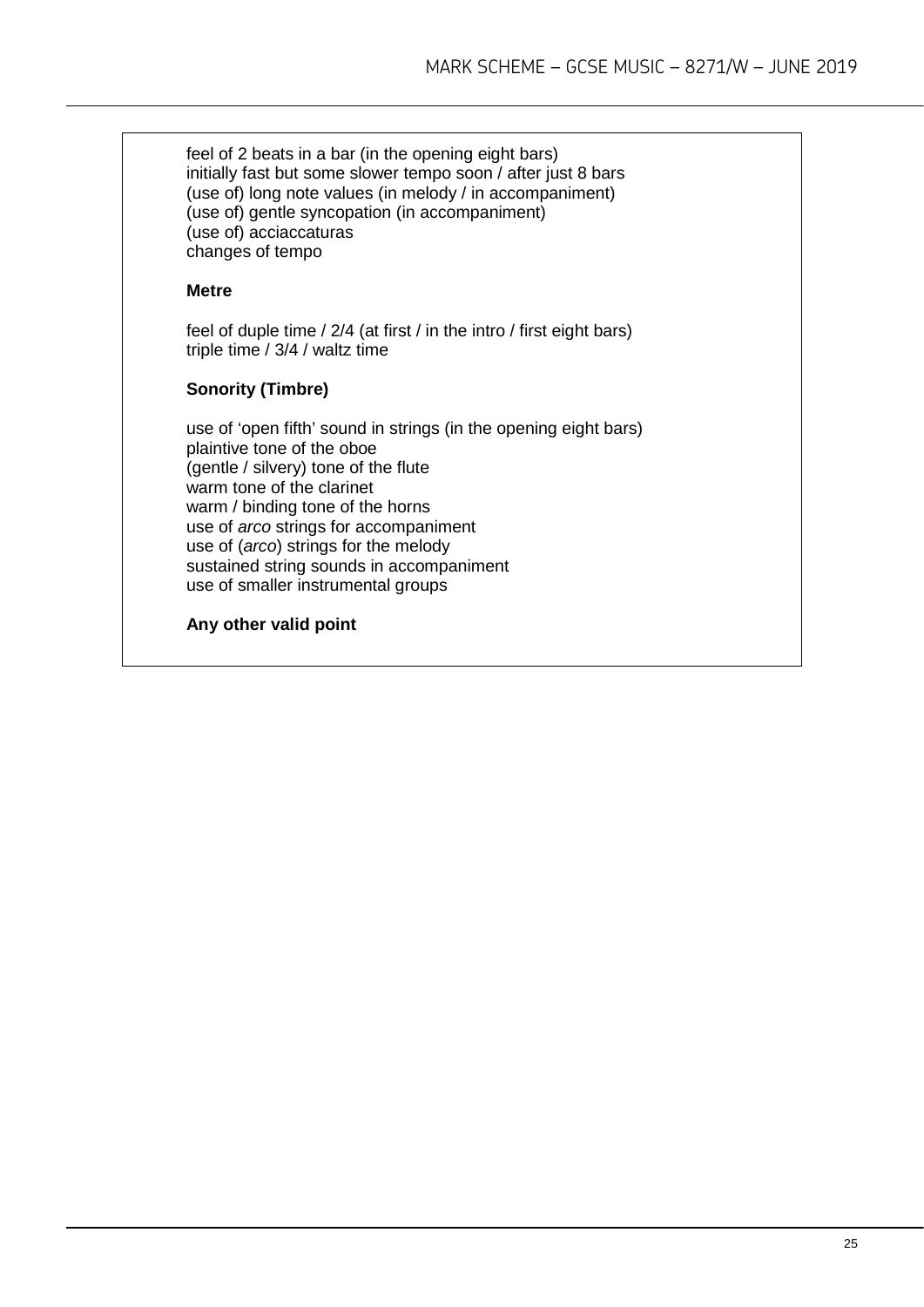feel of 2 beats in a bar (in the opening eight bars)
initially fast but some slower tempo soon / after just 8 bars
(use of) long note values (in melody / in accompaniment)
(use of) gentle syncopation (in accompaniment)
(use of) acciaccaturas
changes of tempo

**Metre**

feel of duple time / 2/4 (at first / in the intro / first eight bars)
triple time / 3/4 / waltz time

**Sonority (Timbre)**

use of 'open fifth' sound in strings (in the opening eight bars)
plaintive tone of the oboe
(gentle / silvery) tone of the flute
warm tone of the clarinet
warm / binding tone of the horns
use of *arco* strings for accompaniment
use of (*arco*) strings for the melody
sustained string sounds in accompaniment
use of smaller instrumental groups

**Any other valid point**